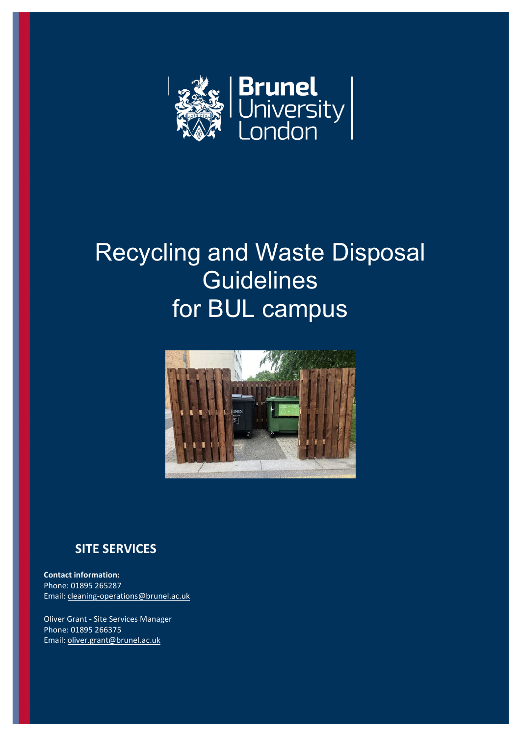# Recycling and Waste Disposal Guidelines for BUL campus

## SITE SERVICES

**Contact information:**
Phone: 01895 265287
Email: cleaning-operations@brunel.ac.uk

Oliver Grant - Site Services Manager
Phone: 01895 266375
Email: oliver.grant@brunel.ac.uk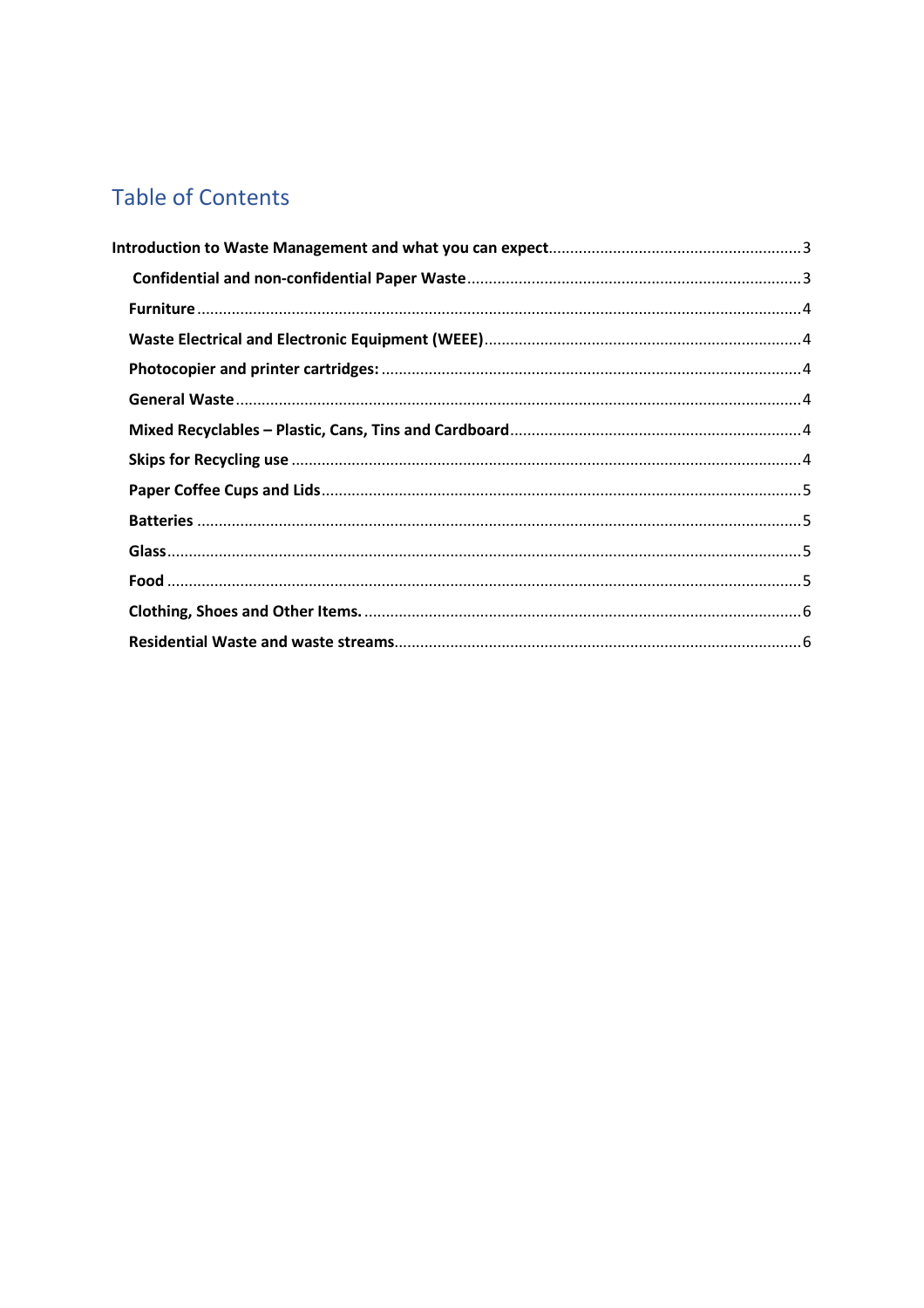## Table of Contents

**Introduction to Waste Management and what you can expect** .......... 3

- **Confidential and non-confidential Paper Waste** .......... 3
- **Furniture** .......... 4
- **Waste Electrical and Electronic Equipment (WEEE)** .......... 4
- **Photocopier and printer cartridges:** .......... 4
- **General Waste** .......... 4
- **Mixed Recyclables – Plastic, Cans, Tins and Cardboard** .......... 4
- **Skips for Recycling use** .......... 4
- **Paper Coffee Cups and Lids** .......... 5
- **Batteries** .......... 5
- **Glass** .......... 5
- **Food** .......... 5
- **Clothing, Shoes and Other Items.** .......... 6
- **Residential Waste and waste streams** .......... 6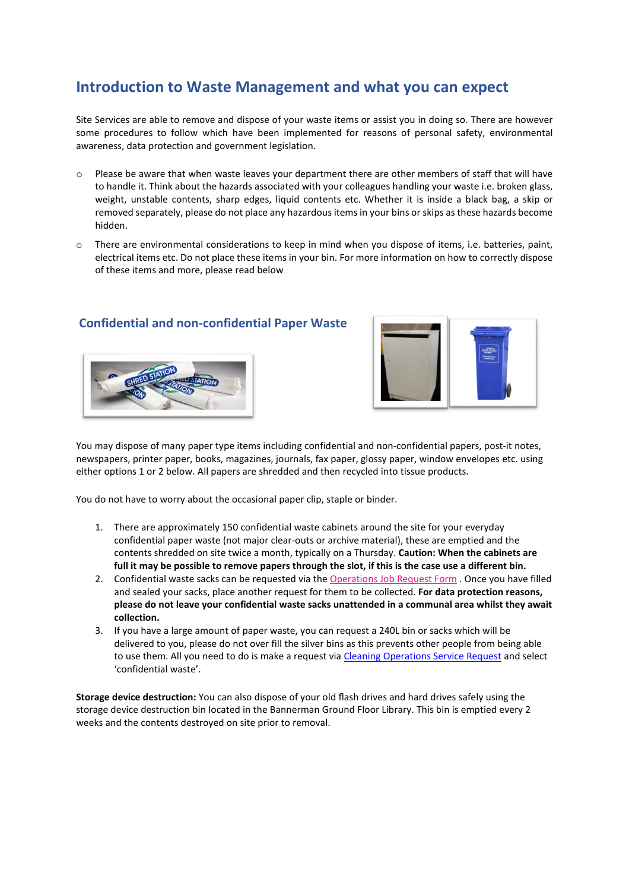## Introduction to Waste Management and what you can expect

Site Services are able to remove and dispose of your waste items or assist you in doing so. There are however some procedures to follow which have been implemented for reasons of personal safety, environmental awareness, data protection and government legislation.

- Please be aware that when waste leaves your department there are other members of staff that will have to handle it. Think about the hazards associated with your colleagues handling your waste i.e. broken glass, weight, unstable contents, sharp edges, liquid contents etc. Whether it is inside a black bag, a skip or removed separately, please do not place any hazardous items in your bins or skips as these hazards become hidden.
- There are environmental considerations to keep in mind when you dispose of items, i.e. batteries, paint, electrical items etc. Do not place these items in your bin. For more information on how to correctly dispose of these items and more, please read below

### Confidential and non-confidential Paper Waste

You may dispose of many paper type items including confidential and non-confidential papers, post-it notes, newspapers, printer paper, books, magazines, journals, fax paper, glossy paper, window envelopes etc. using either options 1 or 2 below. All papers are shredded and then recycled into tissue products.

You do not have to worry about the occasional paper clip, staple or binder.

1. There are approximately 150 confidential waste cabinets around the site for your everyday confidential paper waste (not major clear-outs or archive material), these are emptied and the contents shredded on site twice a month, typically on a Thursday. **Caution: When the cabinets are full it may be possible to remove papers through the slot, if this is the case use a different bin.**
2. Confidential waste sacks can be requested via the Operations Job Request Form . Once you have filled and sealed your sacks, place another request for them to be collected. **For data protection reasons, please do not leave your confidential waste sacks unattended in a communal area whilst they await collection.**
3. If you have a large amount of paper waste, you can request a 240L bin or sacks which will be delivered to you, please do not over fill the silver bins as this prevents other people from being able to use them. All you need to do is make a request via Cleaning Operations Service Request and select 'confidential waste'.

**Storage device destruction:** You can also dispose of your old flash drives and hard drives safely using the storage device destruction bin located in the Bannerman Ground Floor Library. This bin is emptied every 2 weeks and the contents destroyed on site prior to removal.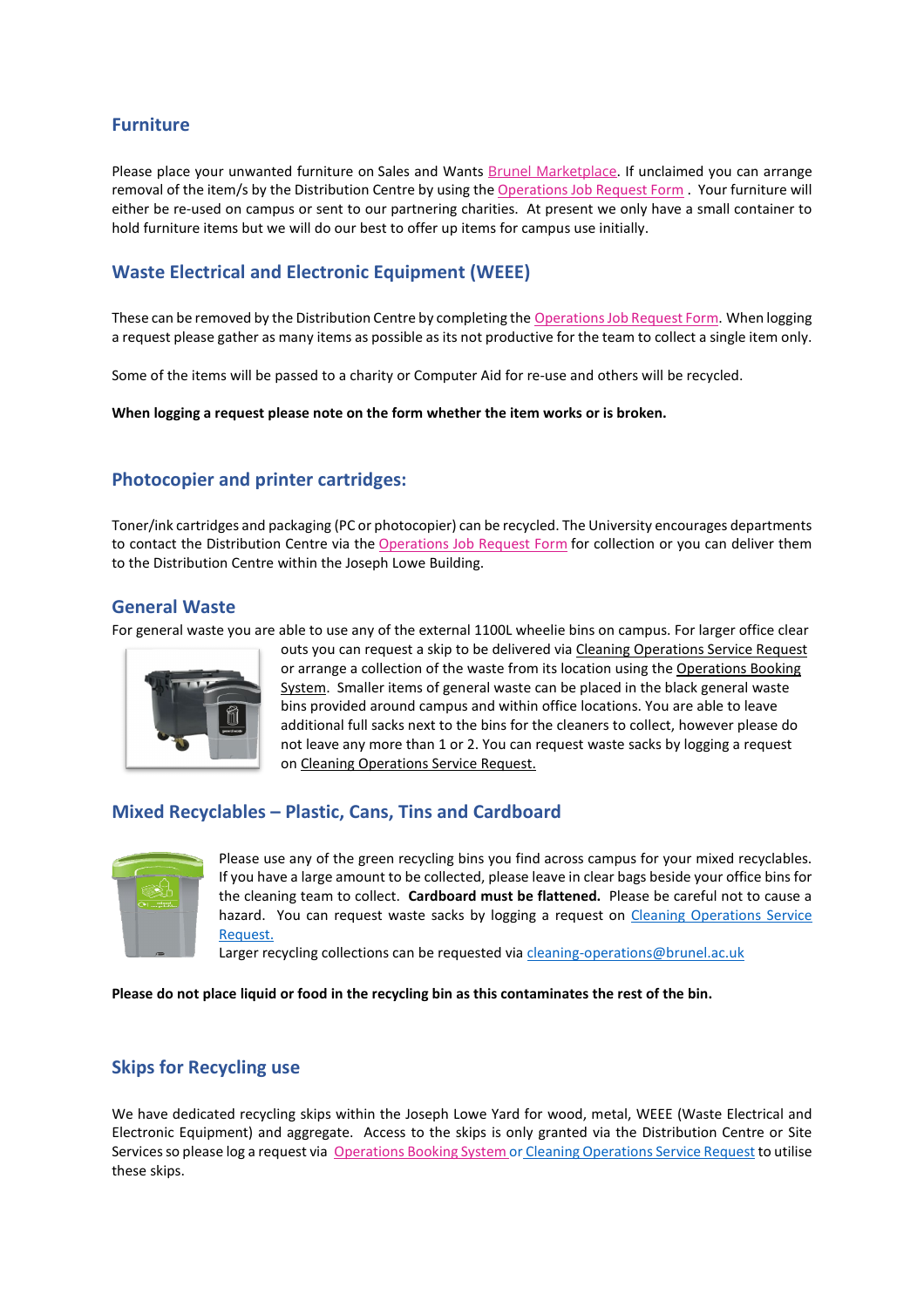## Furniture

Please place your unwanted furniture on Sales and Wants Brunel Marketplace. If unclaimed you can arrange removal of the item/s by the Distribution Centre by using the Operations Job Request Form . Your furniture will either be re-used on campus or sent to our partnering charities. At present we only have a small container to hold furniture items but we will do our best to offer up items for campus use initially.

## Waste Electrical and Electronic Equipment (WEEE)

These can be removed by the Distribution Centre by completing the Operations Job Request Form. When logging a request please gather as many items as possible as its not productive for the team to collect a single item only.

Some of the items will be passed to a charity or Computer Aid for re-use and others will be recycled.

**When logging a request please note on the form whether the item works or is broken.**

## Photocopier and printer cartridges:

Toner/ink cartridges and packaging (PC or photocopier) can be recycled. The University encourages departments to contact the Distribution Centre via the Operations Job Request Form for collection or you can deliver them to the Distribution Centre within the Joseph Lowe Building.

## General Waste

For general waste you are able to use any of the external 1100L wheelie bins on campus. For larger office clear outs you can request a skip to be delivered via Cleaning Operations Service Request or arrange a collection of the waste from its location using the Operations Booking System. Smaller items of general waste can be placed in the black general waste bins provided around campus and within office locations. You are able to leave additional full sacks next to the bins for the cleaners to collect, however please do not leave any more than 1 or 2. You can request waste sacks by logging a request on Cleaning Operations Service Request.

## Mixed Recyclables – Plastic, Cans, Tins and Cardboard

Please use any of the green recycling bins you find across campus for your mixed recyclables. If you have a large amount to be collected, please leave in clear bags beside your office bins for the cleaning team to collect. **Cardboard must be flattened.** Please be careful not to cause a hazard. You can request waste sacks by logging a request on Cleaning Operations Service Request.
Larger recycling collections can be requested via cleaning-operations@brunel.ac.uk

**Please do not place liquid or food in the recycling bin as this contaminates the rest of the bin.**

## Skips for Recycling use

We have dedicated recycling skips within the Joseph Lowe Yard for wood, metal, WEEE (Waste Electrical and Electronic Equipment) and aggregate. Access to the skips is only granted via the Distribution Centre or Site Services so please log a request via Operations Booking System or Cleaning Operations Service Request to utilise these skips.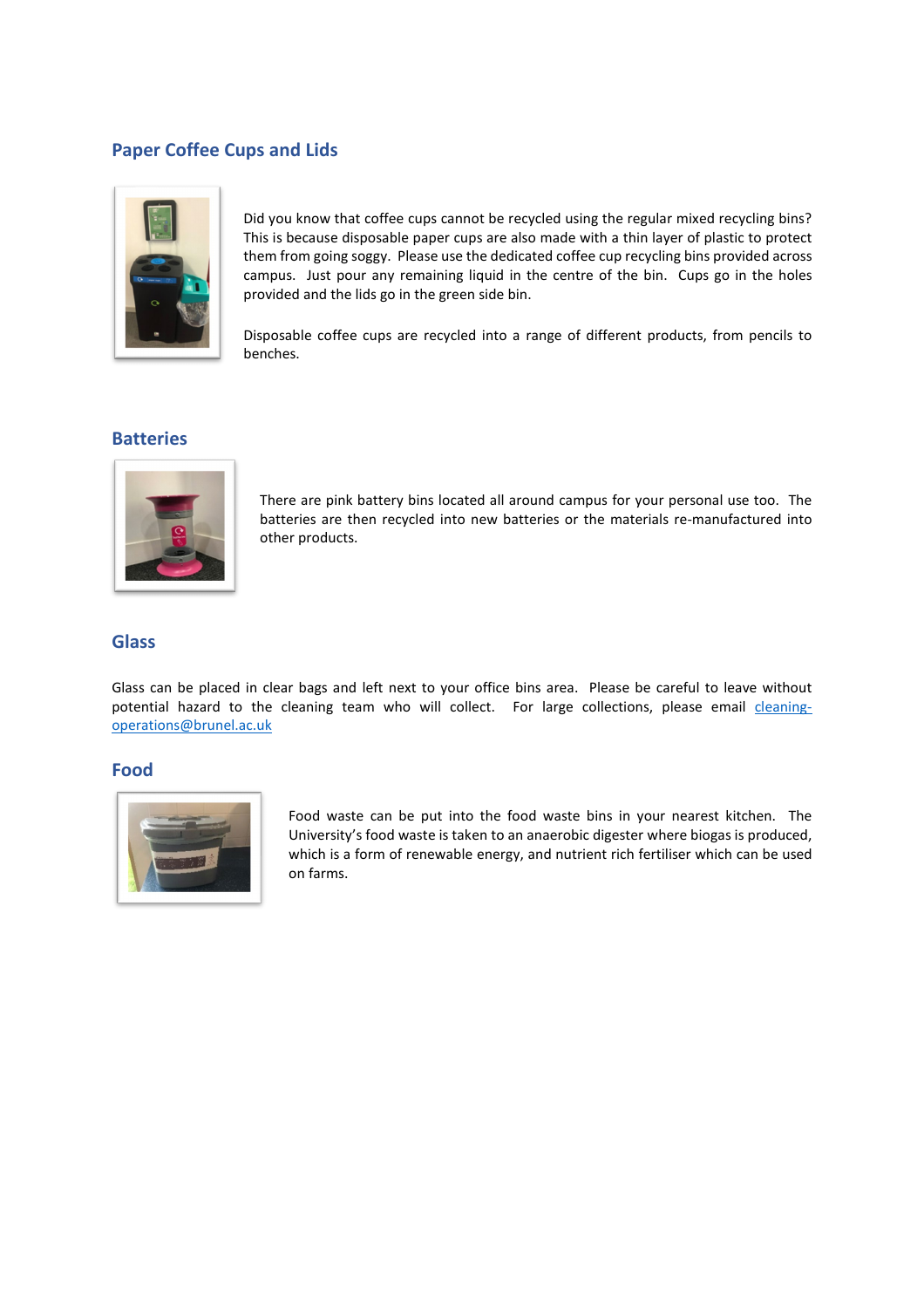## Paper Coffee Cups and Lids

Did you know that coffee cups cannot be recycled using the regular mixed recycling bins? This is because disposable paper cups are also made with a thin layer of plastic to protect them from going soggy. Please use the dedicated coffee cup recycling bins provided across campus. Just pour any remaining liquid in the centre of the bin. Cups go in the holes provided and the lids go in the green side bin.

Disposable coffee cups are recycled into a range of different products, from pencils to benches.

## Batteries

There are pink battery bins located all around campus for your personal use too. The batteries are then recycled into new batteries or the materials re-manufactured into other products.

## Glass

Glass can be placed in clear bags and left next to your office bins area. Please be careful to leave without potential hazard to the cleaning team who will collect. For large collections, please email cleaning-operations@brunel.ac.uk

## Food

Food waste can be put into the food waste bins in your nearest kitchen. The University's food waste is taken to an anaerobic digester where biogas is produced, which is a form of renewable energy, and nutrient rich fertiliser which can be used on farms.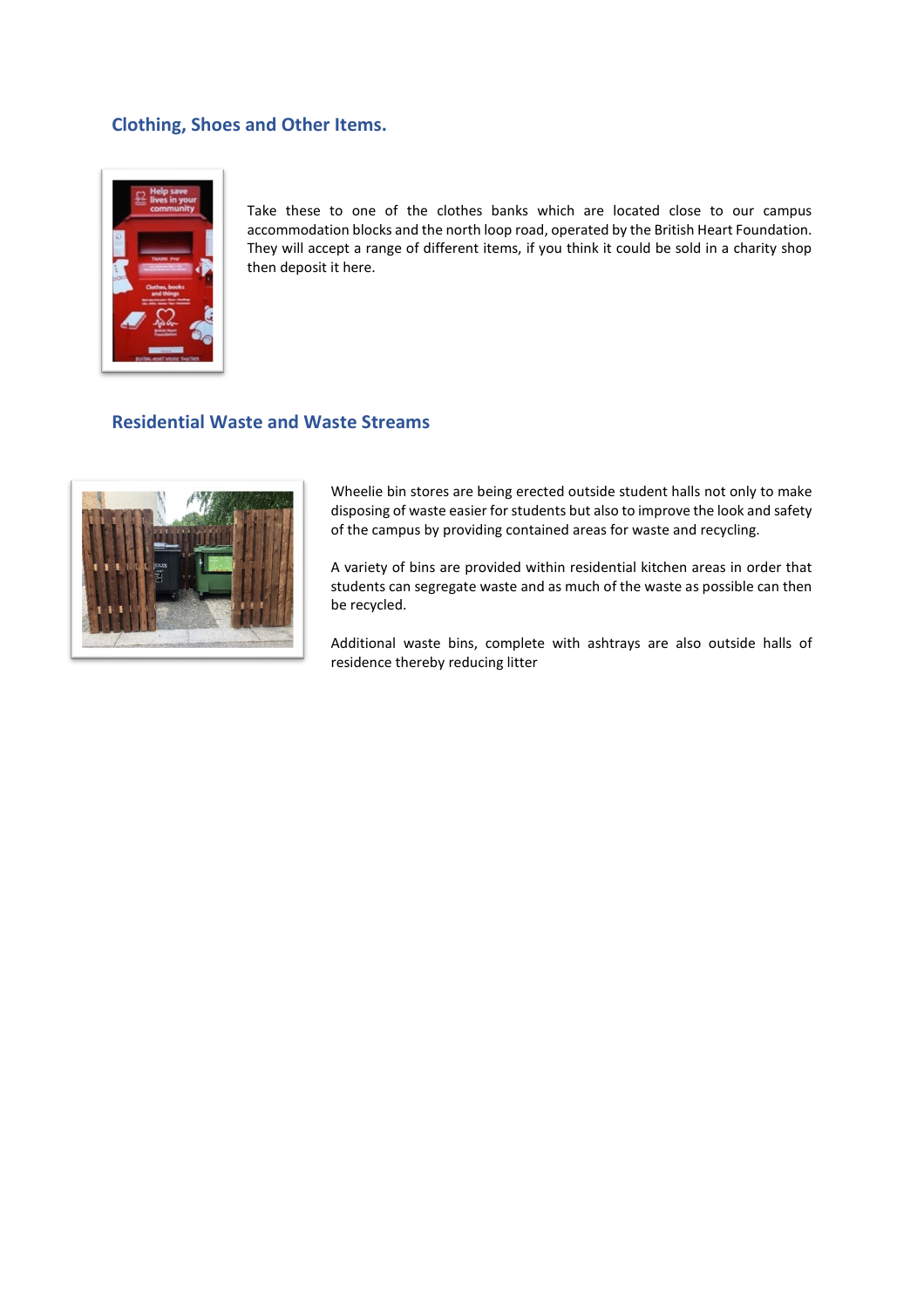## Clothing, Shoes and Other Items.

Take these to one of the clothes banks which are located close to our campus accommodation blocks and the north loop road, operated by the British Heart Foundation. They will accept a range of different items, if you think it could be sold in a charity shop then deposit it here.

## Residential Waste and Waste Streams

Wheelie bin stores are being erected outside student halls not only to make disposing of waste easier for students but also to improve the look and safety of the campus by providing contained areas for waste and recycling.

A variety of bins are provided within residential kitchen areas in order that students can segregate waste and as much of the waste as possible can then be recycled.

Additional waste bins, complete with ashtrays are also outside halls of residence thereby reducing litter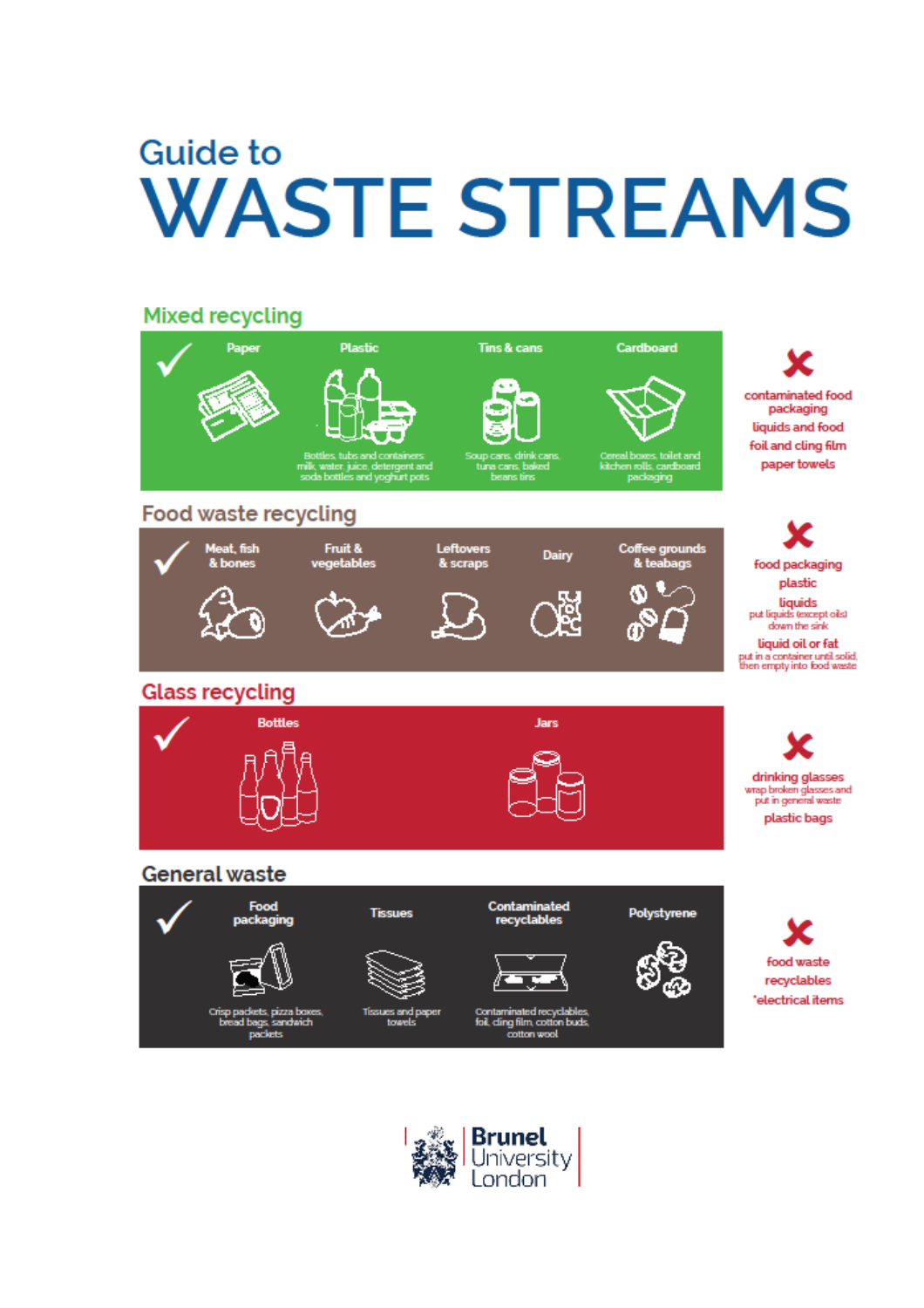# Guide to WASTE STREAMS

## Mixed recycling

✓

**Paper**

**Plastic**

Bottles, tubs and containers: milk, water, juice, detergent and soda bottles and yoghurt pots

**Tins & cans**

Soup cans, drink cans, tuna cans, baked beans tins

**Cardboard**

Cereal boxes, toilet and kitchen rolls, cardboard packaging

✗

- contaminated food packaging
- liquids and food
- foil and cling film
- paper towels

## Food waste recycling

✓

**Meat, fish & bones**

**Fruit & vegetables**

**Leftovers & scraps**

**Dairy**

**Coffee grounds & teabags**

✗

- food packaging
- plastic
- liquids
  put liquids (except oils) down the sink
- liquid oil or fat
  put in a container until solid, then empty into food waste

## Glass recycling

✓

**Bottles**

**Jars**

✗

- drinking glasses
  wrap broken glasses and put in general waste
- plastic bags

## General waste

✓

**Food packaging**

Crisp packets, pizza boxes, bread bags, sandwich packets

**Tissues**

Tissues and paper towels

**Contaminated recyclables**

Contaminated recyclables, foil, cling film, cotton buds, cotton wool

**Polystyrene**

✗

- food waste
- recyclables
- *electrical items

Brunel University London